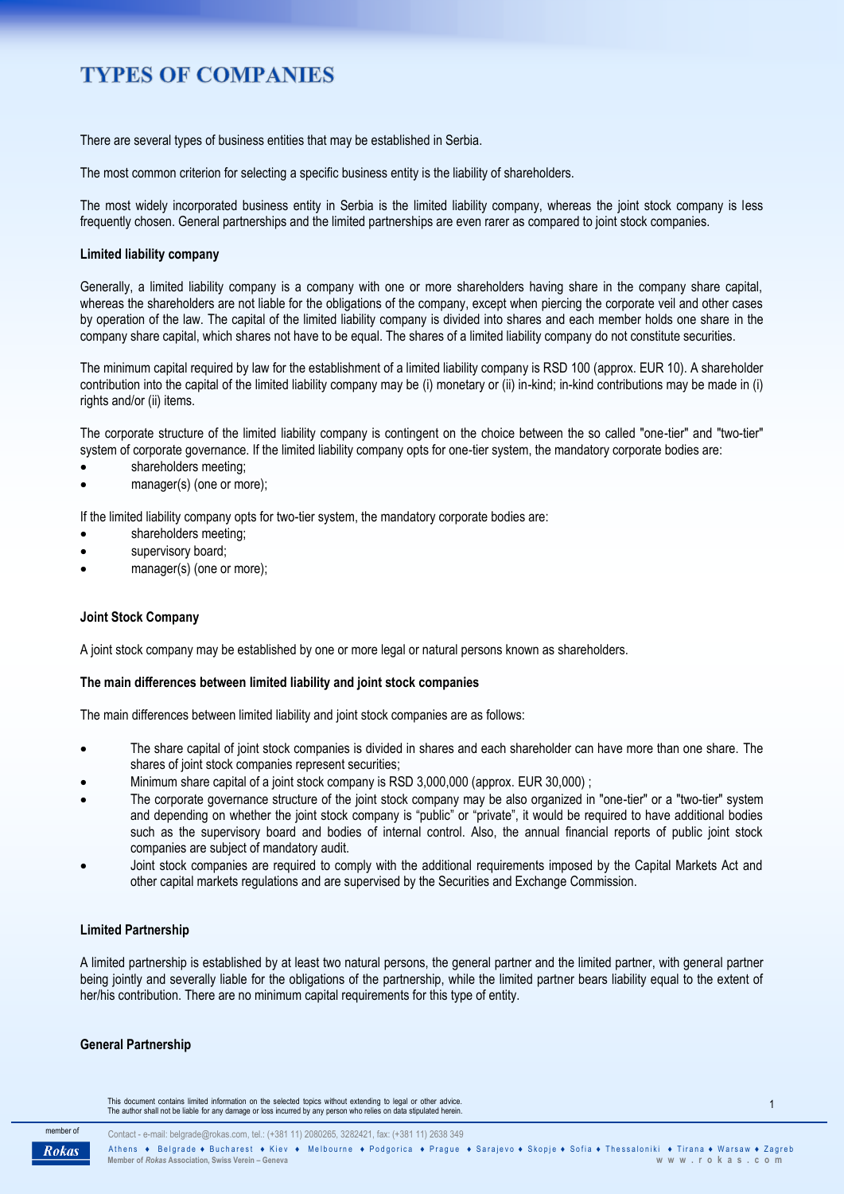# TYPES OF COMPANIES

There are several types of business entities that may be established in Serbia.

The most common criterion for selecting a specific business entity is the liability of shareholders.

The most widely incorporated business entity in Serbia is the limited liability company, whereas the joint stock company is less frequently chosen. General partnerships and the limited partnerships are even rarer as compared to joint stock companies.

**Limited liability company**

Generally, a limited liability company is a company with one or more shareholders having share in the company share capital, whereas the shareholders are not liable for the obligations of the company, except when piercing the corporate veil and other cases by operation of the law. The capital of the limited liability company is divided into shares and each member holds one share in the company share capital, which shares not have to be equal. The shares of a limited liability company do not constitute securities.

The minimum capital required by law for the establishment of a limited liability company is RSD 100 (approx. EUR 10). A shareholder contribution into the capital of the limited liability company may be (i) monetary or (ii) in-kind; in-kind contributions may be made in (i) rights and/or (ii) items.

The corporate structure of the limited liability company is contingent on the choice between the so called "one-tier" and "two-tier" system of corporate governance. If the limited liability company opts for one-tier system, the mandatory corporate bodies are:

- shareholders meeting;
- manager(s) (one or more);

If the limited liability company opts for two-tier system, the mandatory corporate bodies are:

- shareholders meeting;
- supervisory board;
- manager(s) (one or more);

**Joint Stock Company**

A joint stock company may be established by one or more legal or natural persons known as shareholders.

**The main differences between limited liability and joint stock companies**

The main differences between limited liability and joint stock companies are as follows:

- The share capital of joint stock companies is divided in shares and each shareholder can have more than one share. The shares of joint stock companies represent securities;
- Minimum share capital of a joint stock company is RSD 3,000,000 (approx. EUR 30,000) ;
- The corporate governance structure of the joint stock company may be also organized in "one-tier" or a "two-tier" system and depending on whether the joint stock company is "public" or "private", it would be required to have additional bodies such as the supervisory board and bodies of internal control. Also, the annual financial reports of public joint stock companies are subject of mandatory audit.
- Joint stock companies are required to comply with the additional requirements imposed by the Capital Markets Act and other capital markets regulations and are supervised by the Securities and Exchange Commission.

**Limited Partnership**

A limited partnership is established by at least two natural persons, the general partner and the limited partner, with general partner being jointly and severally liable for the obligations of the partnership, while the limited partner bears liability equal to the extent of her/his contribution. There are no minimum capital requirements for this type of entity.

**General Partnership**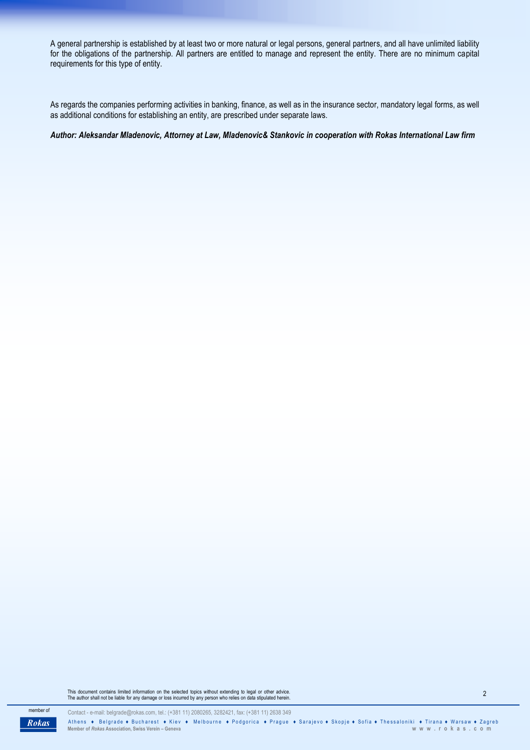A general partnership is established by at least two or more natural or legal persons, general partners, and all have unlimited liability for the obligations of the partnership. All partners are entitled to manage and represent the entity. There are no minimum capital requirements for this type of entity.

As regards the companies performing activities in banking, finance, as well as in the insurance sector, mandatory legal forms, as well as additional conditions for establishing an entity, are prescribed under separate laws.

***Author: Aleksandar Mladenovic, Attorney at Law, Mladenovic& Stankovic in cooperation with Rokas International Law firm***